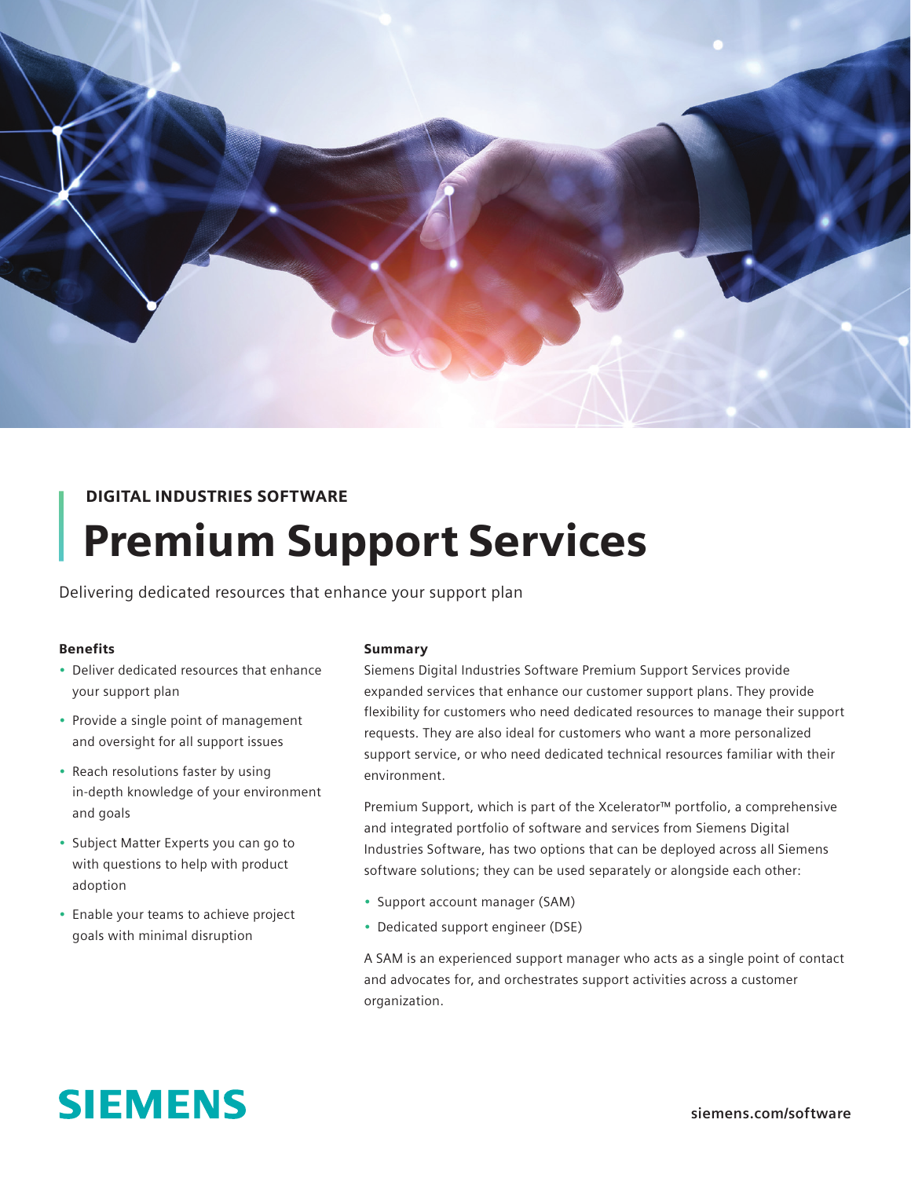DIGITAL INDUSTRIES SOFTWARE

# Premium Support Services

Delivering dedicated resources that enhance your support plan

### Benefits

- Deliver dedicated resources that enhance your support plan
- Provide a single point of management and oversight for all support issues
- Reach resolutions faster by using in-depth knowledge of your environment and goals
- Subject Matter Experts you can go to with questions to help with product adoption
- Enable your teams to achieve project goals with minimal disruption

### Summary

Siemens Digital Industries Software Premium Support Services provide expanded services that enhance our customer support plans. They provide flexibility for customers who need dedicated resources to manage their support requests. They are also ideal for customers who want a more personalized support service, or who need dedicated technical resources familiar with their environment.

Premium Support, which is part of the Xcelerator™ portfolio, a comprehensive and integrated portfolio of software and services from Siemens Digital Industries Software, has two options that can be deployed across all Siemens software solutions; they can be used separately or alongside each other:

- Support account manager (SAM)
- Dedicated support engineer (DSE)

A SAM is an experienced support manager who acts as a single point of contact and advocates for, and orchestrates support activities across a customer organization.

SIEMENS

siemens.com/software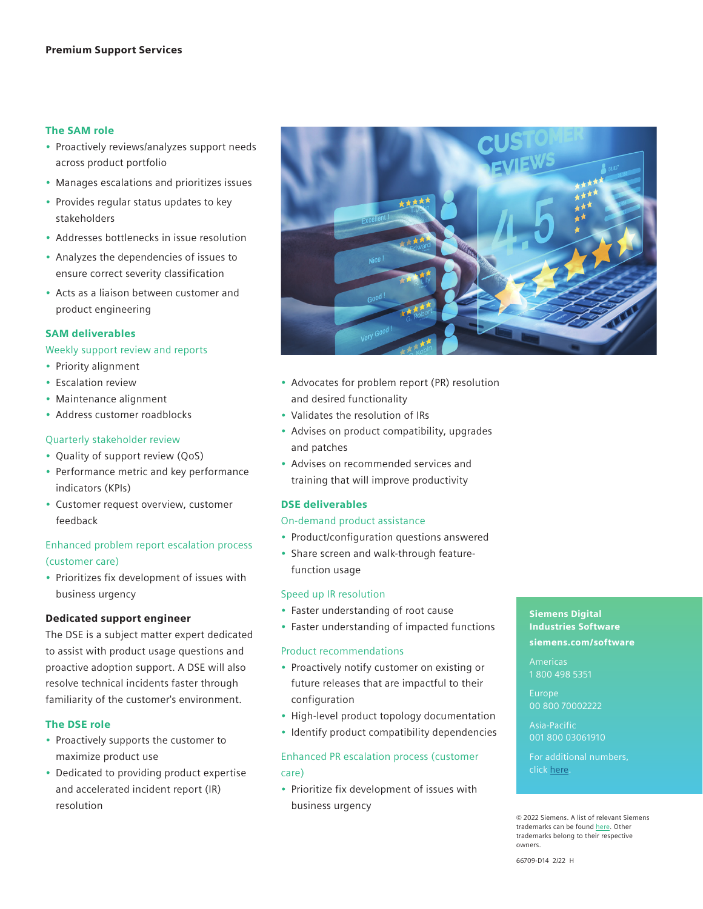## The SAM role

- Proactively reviews/analyzes support needs across product portfolio
- Manages escalations and prioritizes issues
- Provides regular status updates to key stakeholders
- Addresses bottlenecks in issue resolution
- Analyzes the dependencies of issues to ensure correct severity classification
- Acts as a liaison between customer and product engineering

## SAM deliverables

### Weekly support review and reports

- Priority alignment
- Escalation review
- Maintenance alignment
- Address customer roadblocks

### Quarterly stakeholder review

- Quality of support review (QoS)
- Performance metric and key performance indicators (KPIs)
- Customer request overview, customer feedback

### Enhanced problem report escalation process (customer care)

- Prioritizes fix development of issues with business urgency

## Dedicated support engineer

The DSE is a subject matter expert dedicated to assist with product usage questions and proactive adoption support. A DSE will also resolve technical incidents faster through familiarity of the customer's environment.

## The DSE role

- Proactively supports the customer to maximize product use
- Dedicated to providing product expertise and accelerated incident report (IR) resolution
- Advocates for problem report (PR) resolution and desired functionality
- Validates the resolution of IRs
- Advises on product compatibility, upgrades and patches
- Advises on recommended services and training that will improve productivity

## DSE deliverables

### On-demand product assistance

- Product/configuration questions answered
- Share screen and walk-through feature-function usage

### Speed up IR resolution

- Faster understanding of root cause
- Faster understanding of impacted functions

### Product recommendations

- Proactively notify customer on existing or future releases that are impactful to their configuration
- High-level product topology documentation
- Identify product compatibility dependencies

### Enhanced PR escalation process (customer care)

- Prioritize fix development of issues with business urgency

**Siemens Digital Industries Software**

**siemens.com/software**

Americas
1 800 498 5351

Europe
00 800 70002222

Asia-Pacific
001 800 03061910

For additional numbers, click here.

© 2022 Siemens. A list of relevant Siemens trademarks can be found here. Other trademarks belong to their respective owners.

66709-D14 2/22 H